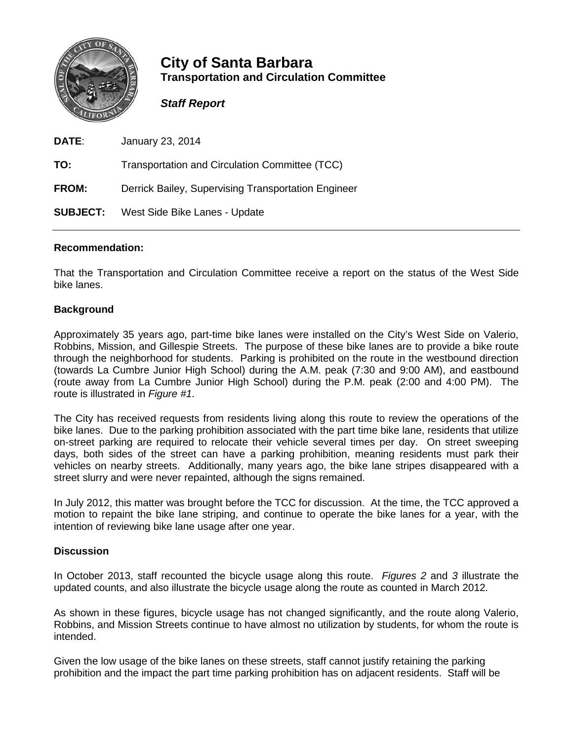# City of Santa Barbara

**Transportation and Circulation Committee**

***Staff Report***

**DATE**: January 23, 2014

**TO:** Transportation and Circulation Committee (TCC)

**FROM:** Derrick Bailey, Supervising Transportation Engineer

**SUBJECT:** West Side Bike Lanes - Update

---

**Recommendation:**

That the Transportation and Circulation Committee receive a report on the status of the West Side bike lanes.

**Background**

Approximately 35 years ago, part-time bike lanes were installed on the City's West Side on Valerio, Robbins, Mission, and Gillespie Streets. The purpose of these bike lanes are to provide a bike route through the neighborhood for students. Parking is prohibited on the route in the westbound direction (towards La Cumbre Junior High School) during the A.M. peak (7:30 and 9:00 AM), and eastbound (route away from La Cumbre Junior High School) during the P.M. peak (2:00 and 4:00 PM). The route is illustrated in *Figure #1*.

The City has received requests from residents living along this route to review the operations of the bike lanes. Due to the parking prohibition associated with the part time bike lane, residents that utilize on-street parking are required to relocate their vehicle several times per day. On street sweeping days, both sides of the street can have a parking prohibition, meaning residents must park their vehicles on nearby streets. Additionally, many years ago, the bike lane stripes disappeared with a street slurry and were never repainted, although the signs remained.

In July 2012, this matter was brought before the TCC for discussion. At the time, the TCC approved a motion to repaint the bike lane striping, and continue to operate the bike lanes for a year, with the intention of reviewing bike lane usage after one year.

**Discussion**

In October 2013, staff recounted the bicycle usage along this route. *Figures 2* and *3* illustrate the updated counts, and also illustrate the bicycle usage along the route as counted in March 2012.

As shown in these figures, bicycle usage has not changed significantly, and the route along Valerio, Robbins, and Mission Streets continue to have almost no utilization by students, for whom the route is intended.

Given the low usage of the bike lanes on these streets, staff cannot justify retaining the parking prohibition and the impact the part time parking prohibition has on adjacent residents. Staff will be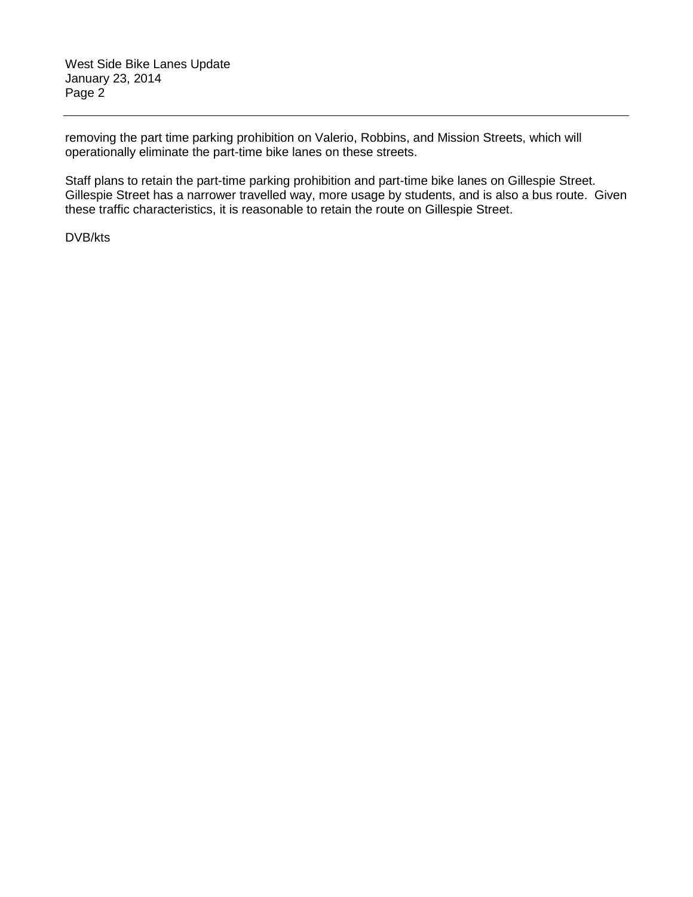removing the part time parking prohibition on Valerio, Robbins, and Mission Streets, which will operationally eliminate the part-time bike lanes on these streets.

Staff plans to retain the part-time parking prohibition and part-time bike lanes on Gillespie Street. Gillespie Street has a narrower travelled way, more usage by students, and is also a bus route. Given these traffic characteristics, it is reasonable to retain the route on Gillespie Street.

DVB/kts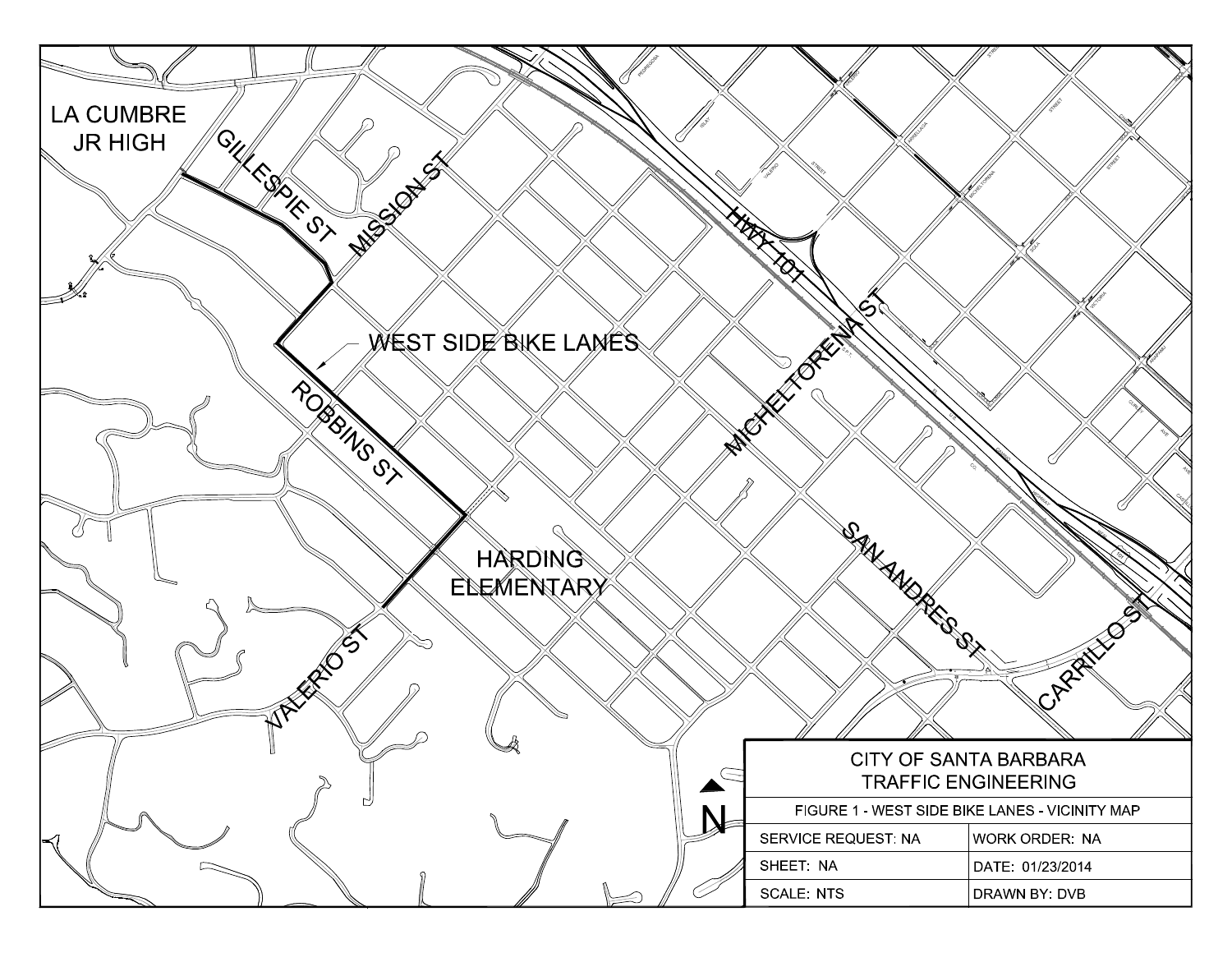LA CUMBRE JR HIGH

GILLESPIE ST

MISSION ST

HWY 101

WEST SIDE BIKE LANES

ROBBINS ST

MICHELTORENA ST

HARDING ELEMENTARY

SAN ANDRES ST

VALERIO ST

CARRILLO ST

N

| CITY OF SANTA BARBARA TRAFFIC ENGINEERING | |
|---|---|
| FIGURE 1 - WEST SIDE BIKE LANES - VICINITY MAP | |
| SERVICE REQUEST: NA | WORK ORDER: NA |
| SHEET: NA | DATE: 01/23/2014 |
| SCALE: NTS | DRAWN BY: DVB |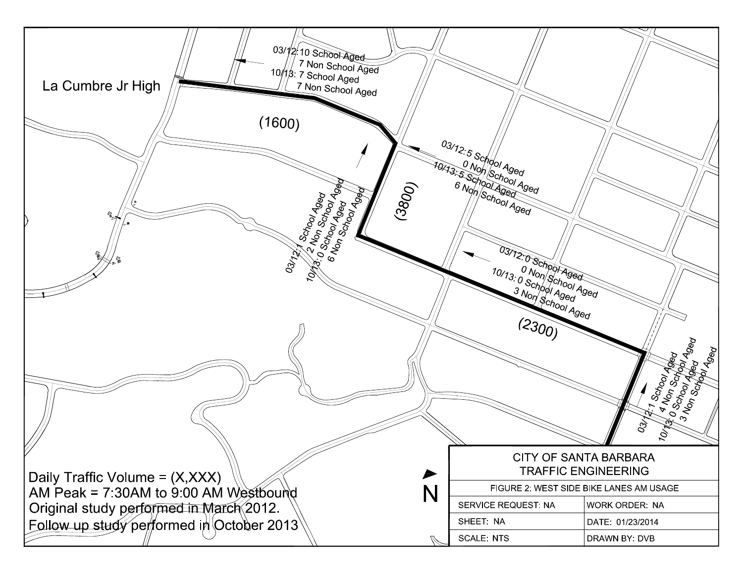La Cumbre Jr High

03/12: 10 School Aged
7 Non School Aged
10/13: 7 School Aged
7 Non School Aged

(1600)

03/12: 5 School Aged
0 Non School Aged
10/13: 5 School Aged
6 Non School Aged

(3800)

03/12: 1 School Aged
2 Non School Aged
10/13: 0 School Aged
6 Non School Aged

03/12: 0 School Aged
0 Non School Aged
10/13: 0 School Aged
3 Non School Aged

(2300)

03/12: 1 School Aged
4 Non School Aged
10/13: 0 School Aged
3 Non School Aged

N

Daily Traffic Volume = (X,XXX)
AM Peak = 7:30AM to 9:00 AM Westbound
Original study performed in March 2012.
Follow up study performed in October 2013

| CITY OF SANTA BARBARA TRAFFIC ENGINEERING | |
|---|---|
| FIGURE 2: WEST SIDE BIKE LANES AM USAGE | |
| SERVICE REQUEST: NA | WORK ORDER: NA |
| SHEET: NA | DATE: 01/23/2014 |
| SCALE: NTS | DRAWN BY: DVB |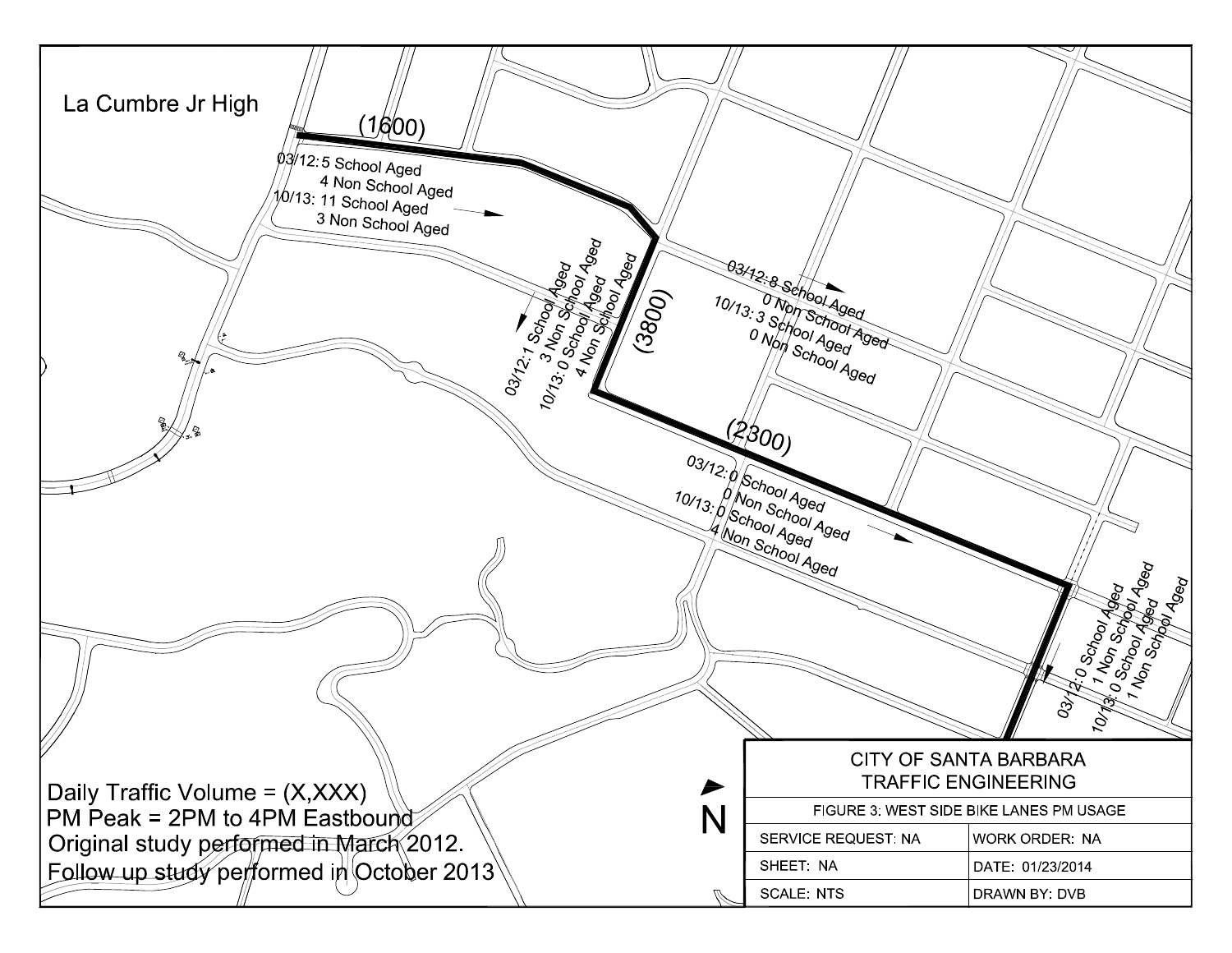La Cumbre Jr High

(1600)

03/12: 5 School Aged
4 Non School Aged
10/13: 11 School Aged
3 Non School Aged

(3800)

03/12: 1 School Aged
3 Non School Aged
10/13: 0 School Aged
4 Non School Aged

03/12: 8 School Aged
0 Non School Aged
10/13: 3 School Aged
0 Non School Aged

(2300)

03/12: 0 School Aged
0 Non School Aged
10/13: 0 School Aged
4 Non School Aged

03/12: 0 School Aged
1 Non School Aged
10/13: 0 School Aged
1 Non School Aged

Daily Traffic Volume = (X,XXX)
PM Peak = 2PM to 4PM Eastbound
Original study performed in March 2012.
Follow up study performed in October 2013

N

| CITY OF SANTA BARBARA TRAFFIC ENGINEERING | |
|---|---|
| FIGURE 3: WEST SIDE BIKE LANES PM USAGE | |
| SERVICE REQUEST: NA | WORK ORDER: NA |
| SHEET: NA | DATE: 01/23/2014 |
| SCALE: NTS | DRAWN BY: DVB |